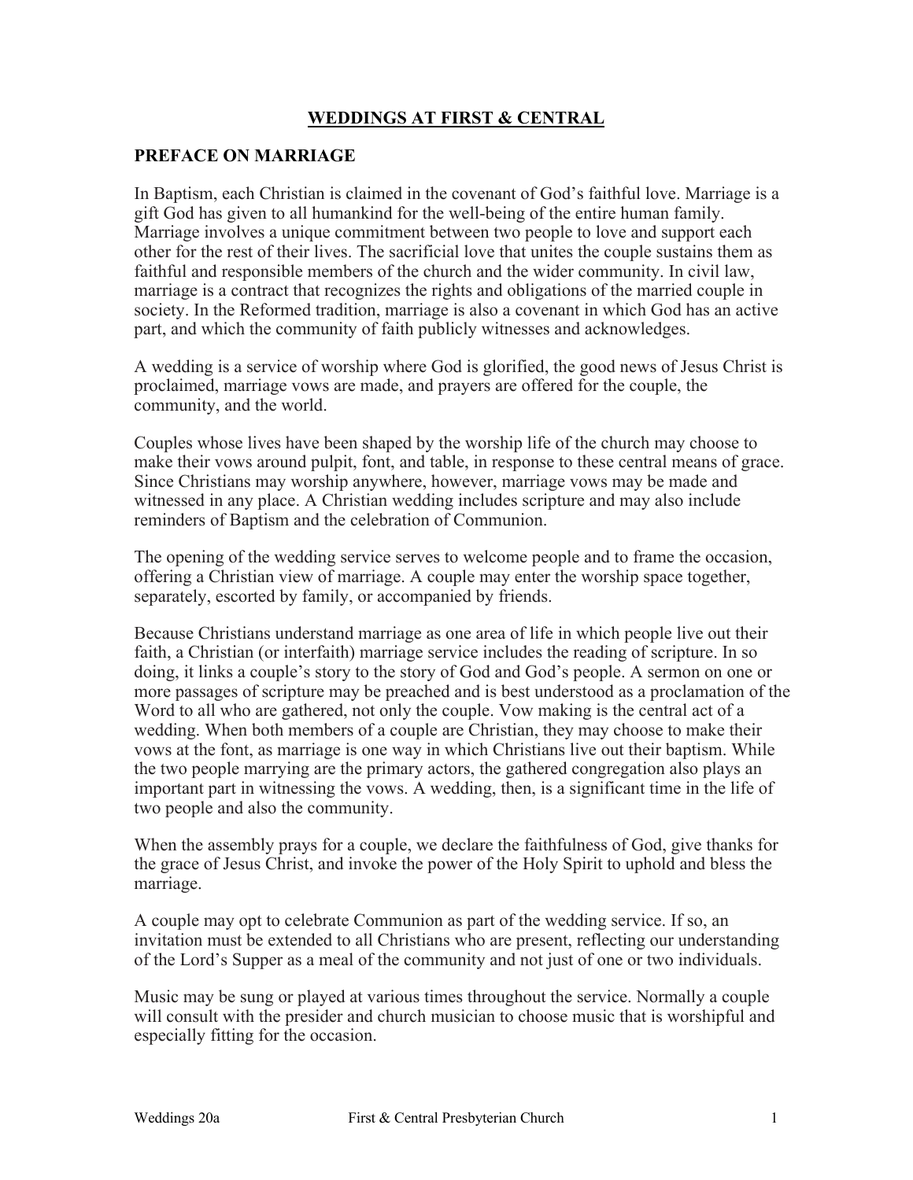# WEDDINGS AT FIRST & CENTRAL

## PREFACE ON MARRIAGE

In Baptism, each Christian is claimed in the covenant of God's faithful love. Marriage is a gift God has given to all humankind for the well-being of the entire human family. Marriage involves a unique commitment between two people to love and support each other for the rest of their lives. The sacrificial love that unites the couple sustains them as faithful and responsible members of the church and the wider community. In civil law, marriage is a contract that recognizes the rights and obligations of the married couple in society. In the Reformed tradition, marriage is also a covenant in which God has an active part, and which the community of faith publicly witnesses and acknowledges.

A wedding is a service of worship where God is glorified, the good news of Jesus Christ is proclaimed, marriage vows are made, and prayers are offered for the couple, the community, and the world.

Couples whose lives have been shaped by the worship life of the church may choose to make their vows around pulpit, font, and table, in response to these central means of grace. Since Christians may worship anywhere, however, marriage vows may be made and witnessed in any place. A Christian wedding includes scripture and may also include reminders of Baptism and the celebration of Communion.

The opening of the wedding service serves to welcome people and to frame the occasion, offering a Christian view of marriage. A couple may enter the worship space together, separately, escorted by family, or accompanied by friends.

Because Christians understand marriage as one area of life in which people live out their faith, a Christian (or interfaith) marriage service includes the reading of scripture. In so doing, it links a couple's story to the story of God and God's people. A sermon on one or more passages of scripture may be preached and is best understood as a proclamation of the Word to all who are gathered, not only the couple. Vow making is the central act of a wedding. When both members of a couple are Christian, they may choose to make their vows at the font, as marriage is one way in which Christians live out their baptism. While the two people marrying are the primary actors, the gathered congregation also plays an important part in witnessing the vows. A wedding, then, is a significant time in the life of two people and also the community.

When the assembly prays for a couple, we declare the faithfulness of God, give thanks for the grace of Jesus Christ, and invoke the power of the Holy Spirit to uphold and bless the marriage.

A couple may opt to celebrate Communion as part of the wedding service. If so, an invitation must be extended to all Christians who are present, reflecting our understanding of the Lord's Supper as a meal of the community and not just of one or two individuals.

Music may be sung or played at various times throughout the service. Normally a couple will consult with the presider and church musician to choose music that is worshipful and especially fitting for the occasion.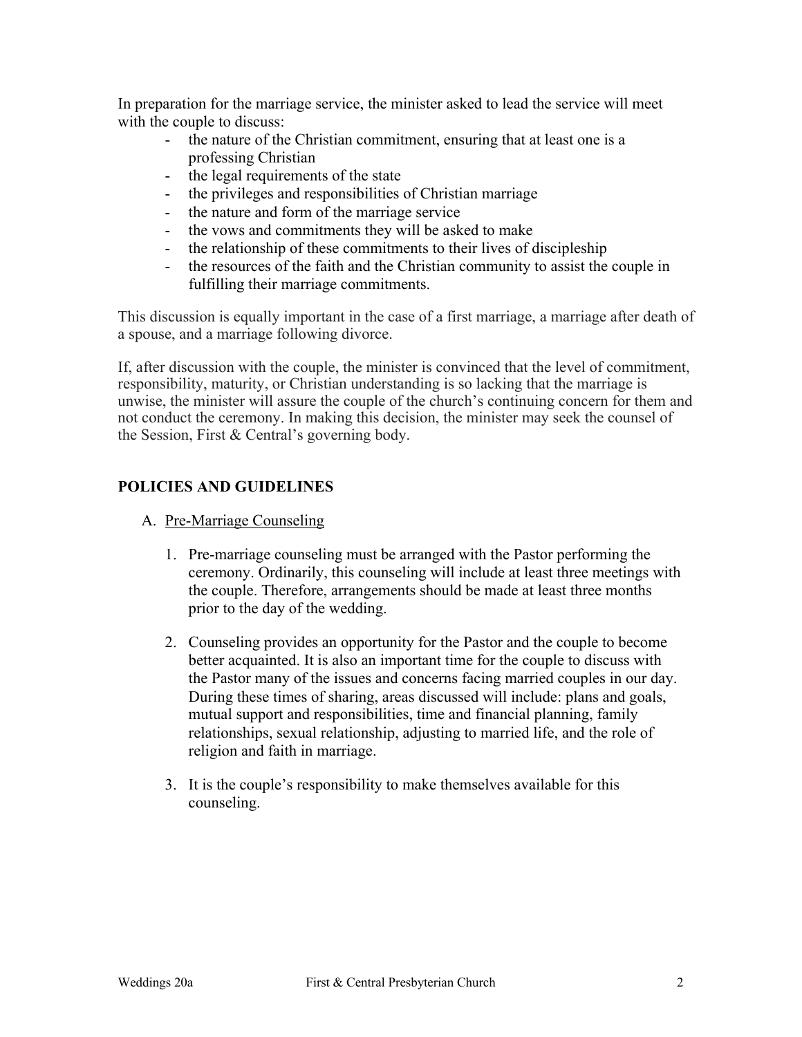In preparation for the marriage service, the minister asked to lead the service will meet with the couple to discuss:

- the nature of the Christian commitment, ensuring that at least one is a professing Christian
- the legal requirements of the state
- the privileges and responsibilities of Christian marriage
- the nature and form of the marriage service
- the vows and commitments they will be asked to make
- the relationship of these commitments to their lives of discipleship
- the resources of the faith and the Christian community to assist the couple in fulfilling their marriage commitments.

This discussion is equally important in the case of a first marriage, a marriage after death of a spouse, and a marriage following divorce.

If, after discussion with the couple, the minister is convinced that the level of commitment, responsibility, maturity, or Christian understanding is so lacking that the marriage is unwise, the minister will assure the couple of the church's continuing concern for them and not conduct the ceremony. In making this decision, the minister may seek the counsel of the Session, First & Central's governing body.

## POLICIES AND GUIDELINES

A. <u>Pre-Marriage Counseling</u>

1. Pre-marriage counseling must be arranged with the Pastor performing the ceremony. Ordinarily, this counseling will include at least three meetings with the couple. Therefore, arrangements should be made at least three months prior to the day of the wedding.

2. Counseling provides an opportunity for the Pastor and the couple to become better acquainted. It is also an important time for the couple to discuss with the Pastor many of the issues and concerns facing married couples in our day. During these times of sharing, areas discussed will include: plans and goals, mutual support and responsibilities, time and financial planning, family relationships, sexual relationship, adjusting to married life, and the role of religion and faith in marriage.

3. It is the couple's responsibility to make themselves available for this counseling.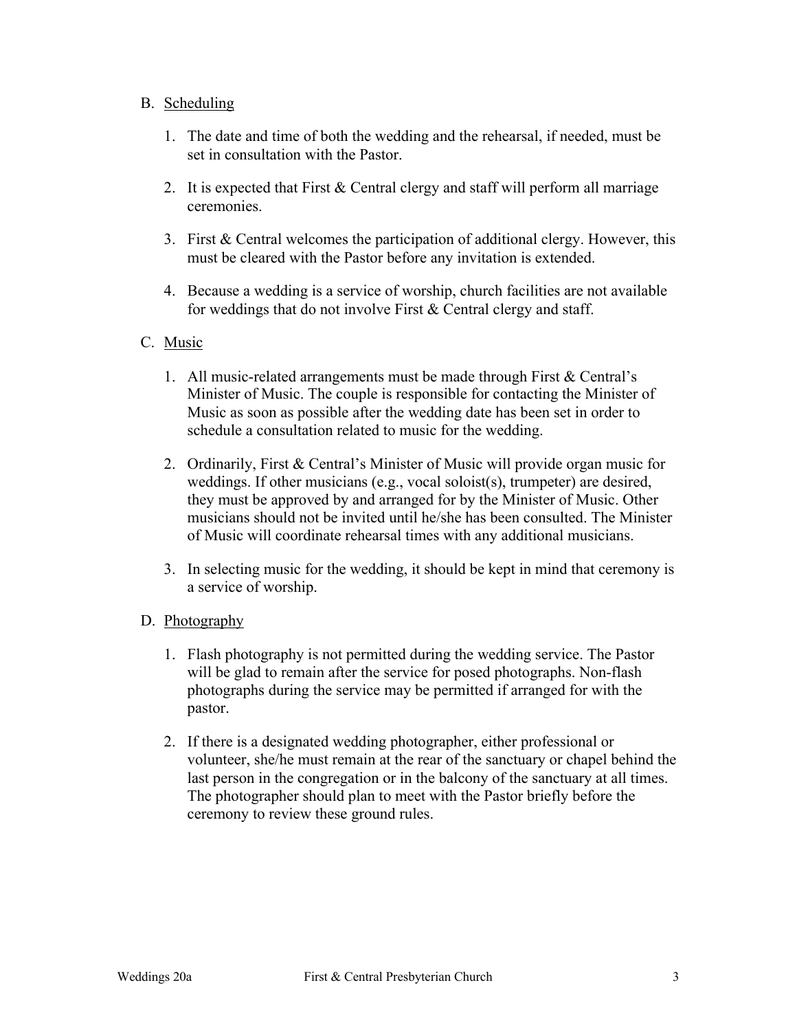B. Scheduling

1. The date and time of both the wedding and the rehearsal, if needed, must be set in consultation with the Pastor.

2. It is expected that First & Central clergy and staff will perform all marriage ceremonies.

3. First & Central welcomes the participation of additional clergy. However, this must be cleared with the Pastor before any invitation is extended.

4. Because a wedding is a service of worship, church facilities are not available for weddings that do not involve First & Central clergy and staff.

C. Music

1. All music-related arrangements must be made through First & Central's Minister of Music. The couple is responsible for contacting the Minister of Music as soon as possible after the wedding date has been set in order to schedule a consultation related to music for the wedding.

2. Ordinarily, First & Central's Minister of Music will provide organ music for weddings. If other musicians (e.g., vocal soloist(s), trumpeter) are desired, they must be approved by and arranged for by the Minister of Music. Other musicians should not be invited until he/she has been consulted. The Minister of Music will coordinate rehearsal times with any additional musicians.

3. In selecting music for the wedding, it should be kept in mind that ceremony is a service of worship.

D. Photography

1. Flash photography is not permitted during the wedding service. The Pastor will be glad to remain after the service for posed photographs. Non-flash photographs during the service may be permitted if arranged for with the pastor.

2. If there is a designated wedding photographer, either professional or volunteer, she/he must remain at the rear of the sanctuary or chapel behind the last person in the congregation or in the balcony of the sanctuary at all times. The photographer should plan to meet with the Pastor briefly before the ceremony to review these ground rules.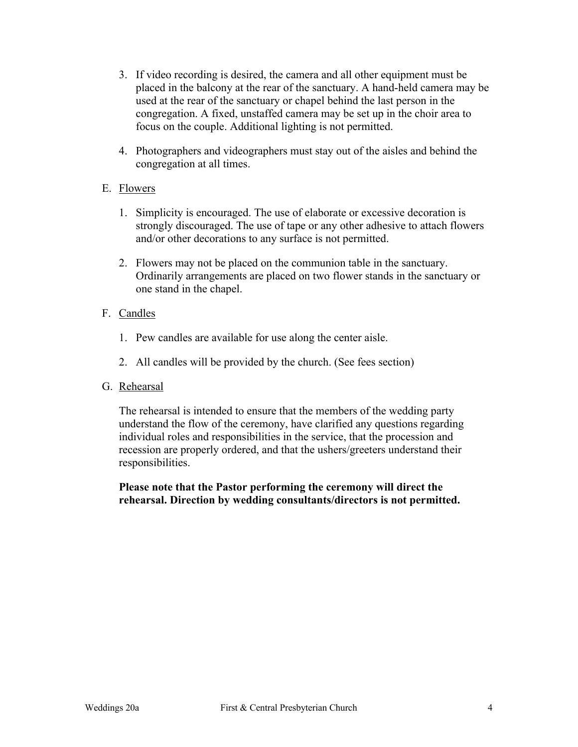3. If video recording is desired, the camera and all other equipment must be placed in the balcony at the rear of the sanctuary. A hand-held camera may be used at the rear of the sanctuary or chapel behind the last person in the congregation. A fixed, unstaffed camera may be set up in the choir area to focus on the couple. Additional lighting is not permitted.

4. Photographers and videographers must stay out of the aisles and behind the congregation at all times.

E. Flowers

1. Simplicity is encouraged. The use of elaborate or excessive decoration is strongly discouraged. The use of tape or any other adhesive to attach flowers and/or other decorations to any surface is not permitted.

2. Flowers may not be placed on the communion table in the sanctuary. Ordinarily arrangements are placed on two flower stands in the sanctuary or one stand in the chapel.

F. Candles

1. Pew candles are available for use along the center aisle.

2. All candles will be provided by the church. (See fees section)

G. Rehearsal

The rehearsal is intended to ensure that the members of the wedding party understand the flow of the ceremony, have clarified any questions regarding individual roles and responsibilities in the service, that the procession and recession are properly ordered, and that the ushers/greeters understand their responsibilities.

**Please note that the Pastor performing the ceremony will direct the rehearsal. Direction by wedding consultants/directors is not permitted.**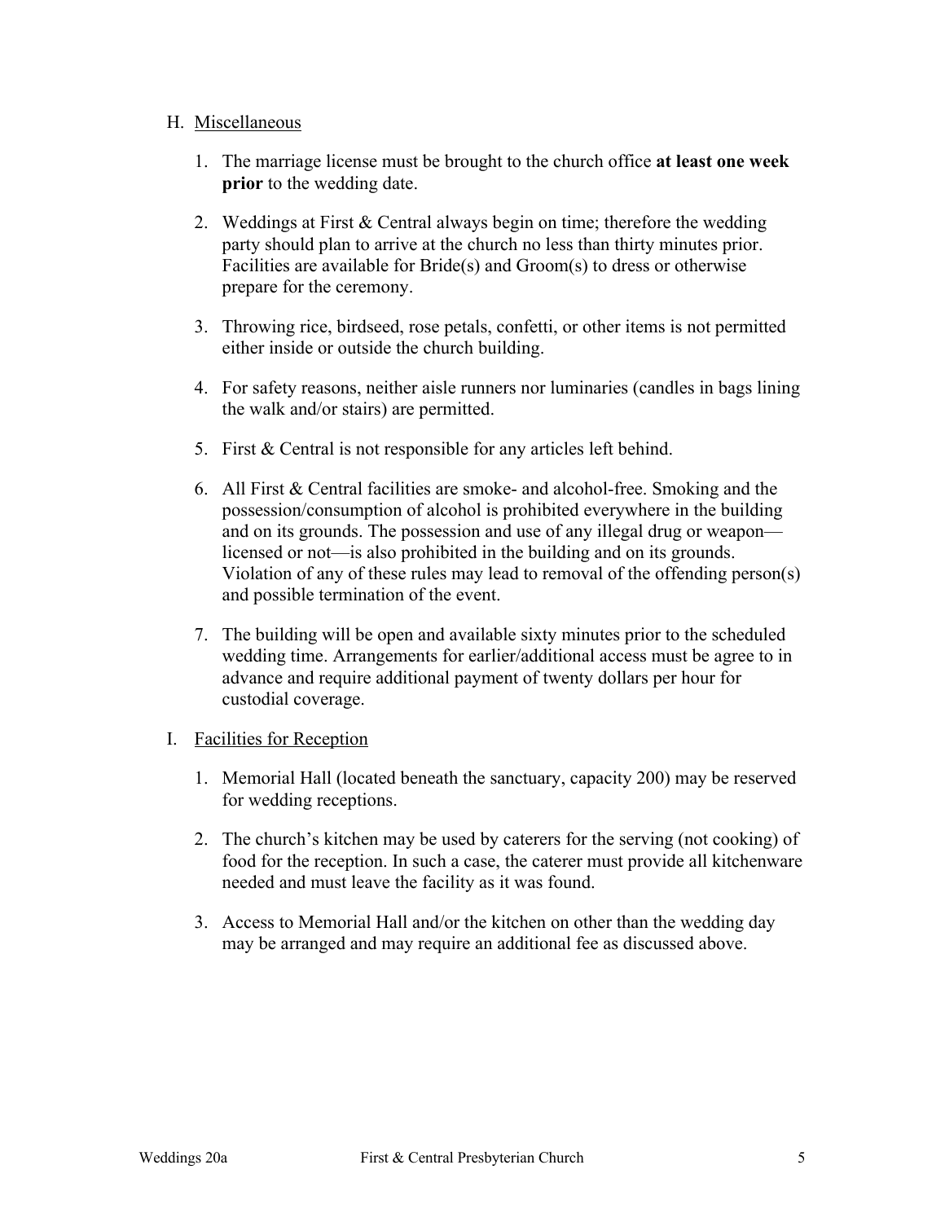H. Miscellaneous

1. The marriage license must be brought to the church office **at least one week prior** to the wedding date.

2. Weddings at First & Central always begin on time; therefore the wedding party should plan to arrive at the church no less than thirty minutes prior. Facilities are available for Bride(s) and Groom(s) to dress or otherwise prepare for the ceremony.

3. Throwing rice, birdseed, rose petals, confetti, or other items is not permitted either inside or outside the church building.

4. For safety reasons, neither aisle runners nor luminaries (candles in bags lining the walk and/or stairs) are permitted.

5. First & Central is not responsible for any articles left behind.

6. All First & Central facilities are smoke- and alcohol-free. Smoking and the possession/consumption of alcohol is prohibited everywhere in the building and on its grounds. The possession and use of any illegal drug or weapon—licensed or not—is also prohibited in the building and on its grounds. Violation of any of these rules may lead to removal of the offending person(s) and possible termination of the event.

7. The building will be open and available sixty minutes prior to the scheduled wedding time. Arrangements for earlier/additional access must be agree to in advance and require additional payment of twenty dollars per hour for custodial coverage.

I. Facilities for Reception

1. Memorial Hall (located beneath the sanctuary, capacity 200) may be reserved for wedding receptions.

2. The church's kitchen may be used by caterers for the serving (not cooking) of food for the reception. In such a case, the caterer must provide all kitchenware needed and must leave the facility as it was found.

3. Access to Memorial Hall and/or the kitchen on other than the wedding day may be arranged and may require an additional fee as discussed above.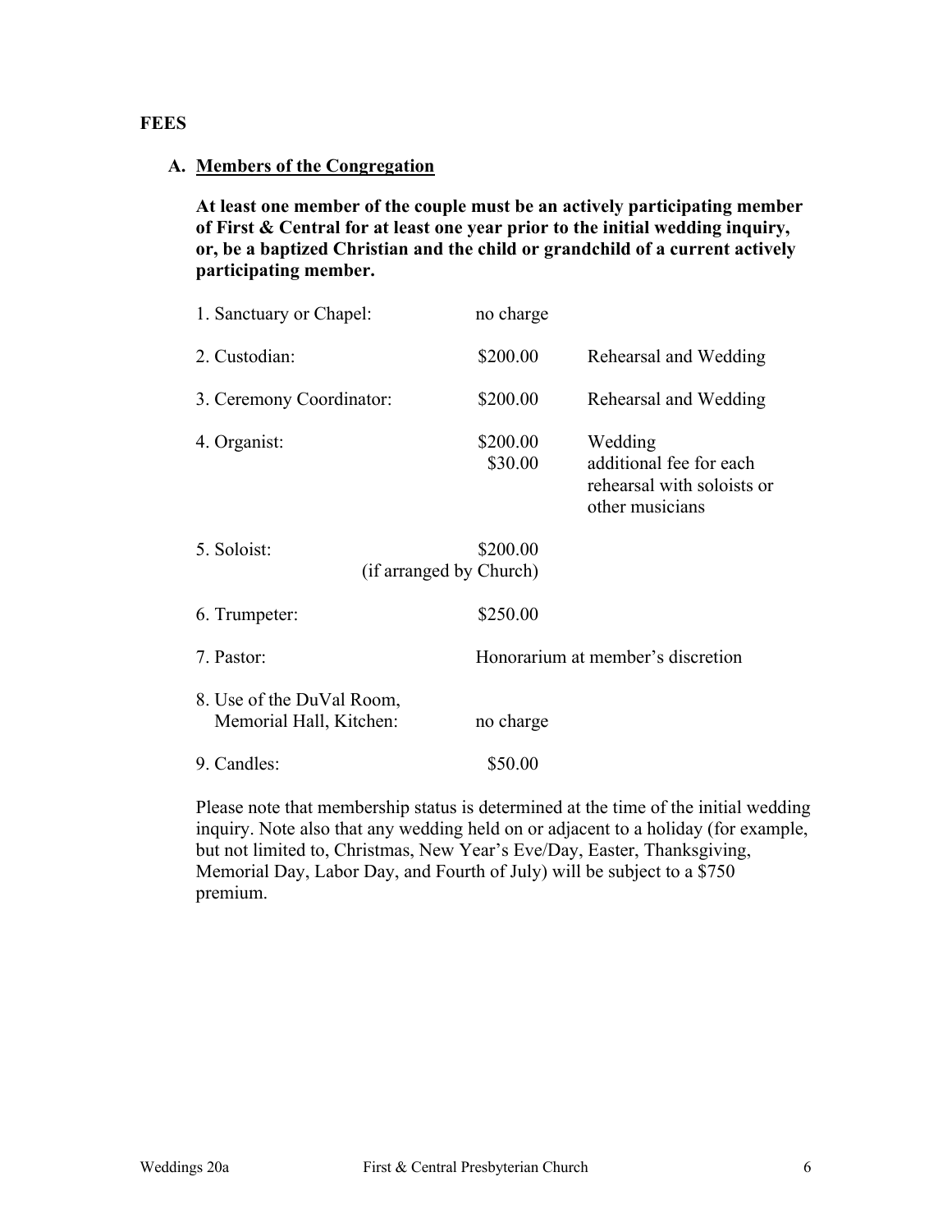## FEES

### A. Members of the Congregation

**At least one member of the couple must be an actively participating member of First & Central for at least one year prior to the initial wedding inquiry, or, be a baptized Christian and the child or grandchild of a current actively participating member.**

| Item | Fee | Notes |
|---|---|---|
| 1. Sanctuary or Chapel: | no charge | |
| 2. Custodian: | $200.00 | Rehearsal and Wedding |
| 3. Ceremony Coordinator: | $200.00 | Rehearsal and Wedding |
| 4. Organist: | $200.00<br>$30.00 | Wedding<br>additional fee for each rehearsal with soloists or other musicians |
| 5. Soloist: | $200.00 (if arranged by Church) | |
| 6. Trumpeter: | $250.00 | |
| 7. Pastor: | Honorarium at member's discretion | |
| 8. Use of the DuVal Room, Memorial Hall, Kitchen: | no charge | |
| 9. Candles: | $50.00 | |

Please note that membership status is determined at the time of the initial wedding inquiry. Note also that any wedding held on or adjacent to a holiday (for example, but not limited to, Christmas, New Year's Eve/Day, Easter, Thanksgiving, Memorial Day, Labor Day, and Fourth of July) will be subject to a $750 premium.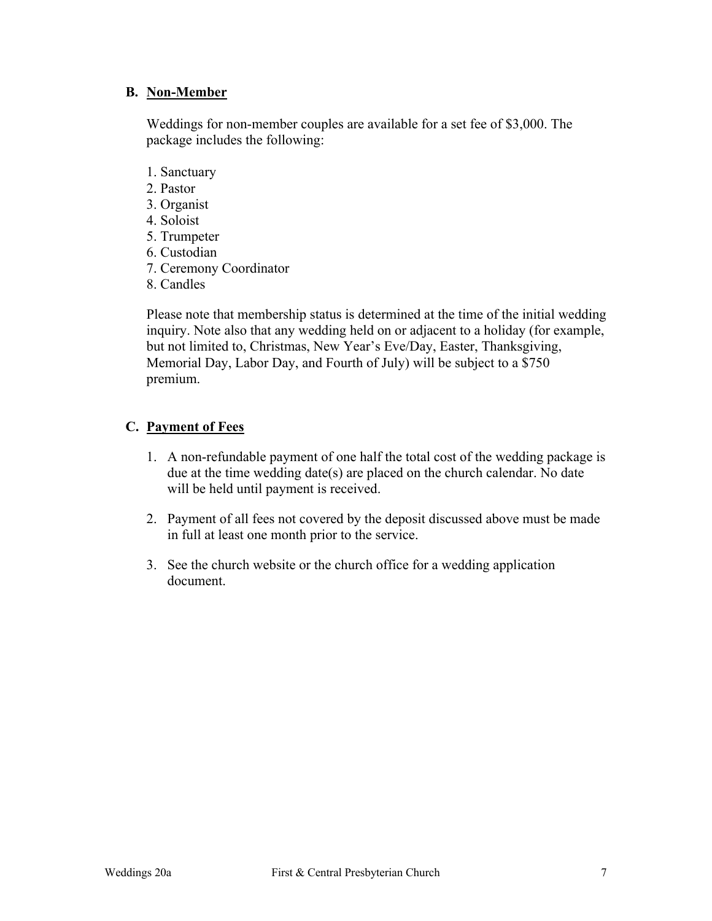## B. Non-Member

Weddings for non-member couples are available for a set fee of $3,000. The package includes the following:

1. Sanctuary
2. Pastor
3. Organist
4. Soloist
5. Trumpeter
6. Custodian
7. Ceremony Coordinator
8. Candles

Please note that membership status is determined at the time of the initial wedding inquiry. Note also that any wedding held on or adjacent to a holiday (for example, but not limited to, Christmas, New Year's Eve/Day, Easter, Thanksgiving, Memorial Day, Labor Day, and Fourth of July) will be subject to a $750 premium.

## C. Payment of Fees

1. A non-refundable payment of one half the total cost of the wedding package is due at the time wedding date(s) are placed on the church calendar. No date will be held until payment is received.
2. Payment of all fees not covered by the deposit discussed above must be made in full at least one month prior to the service.
3. See the church website or the church office for a wedding application document.